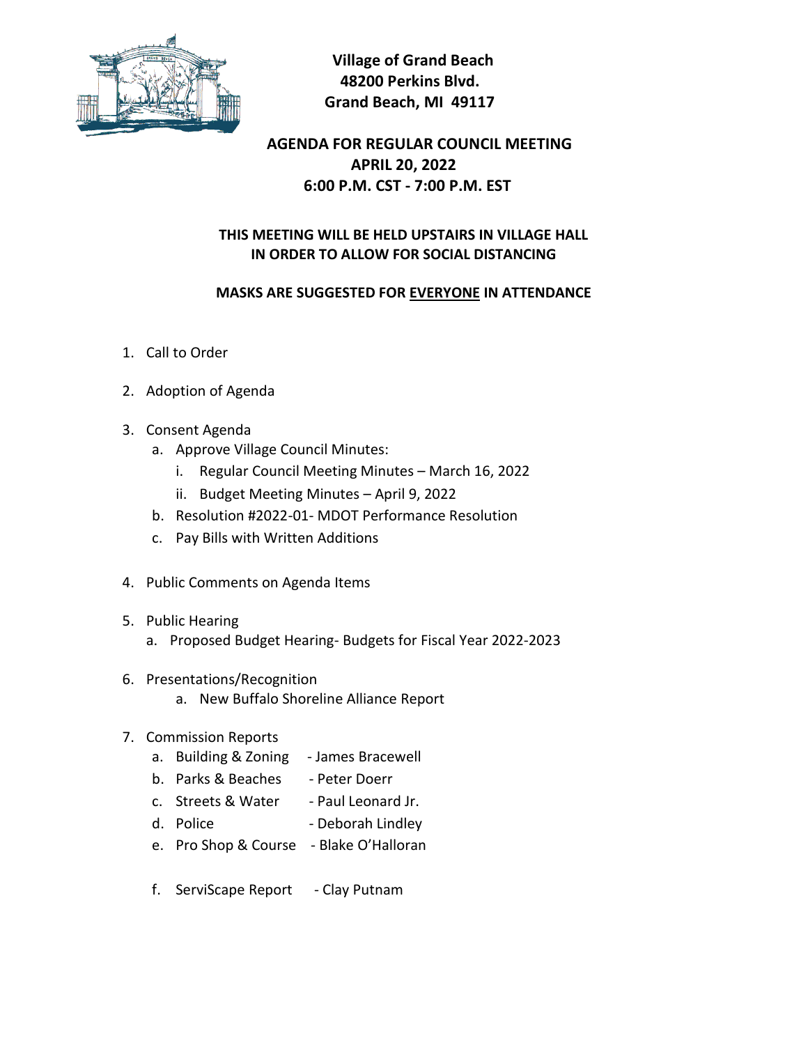**Village of Grand Beach**
**48200 Perkins Blvd.**
**Grand Beach, MI 49117**

## AGENDA FOR REGULAR COUNCIL MEETING
## APRIL 20, 2022
## 6:00 P.M. CST - 7:00 P.M. EST

**THIS MEETING WILL BE HELD UPSTAIRS IN VILLAGE HALL IN ORDER TO ALLOW FOR SOCIAL DISTANCING**

**MASKS ARE SUGGESTED FOR <u>EVERYONE</u> IN ATTENDANCE**

1. Call to Order
2. Adoption of Agenda
3. Consent Agenda
   a. Approve Village Council Minutes:
      i. Regular Council Meeting Minutes – March 16, 2022
      ii. Budget Meeting Minutes – April 9, 2022
   b. Resolution #2022-01- MDOT Performance Resolution
   c. Pay Bills with Written Additions
4. Public Comments on Agenda Items
5. Public Hearing
   a. Proposed Budget Hearing- Budgets for Fiscal Year 2022-2023
6. Presentations/Recognition
   a. New Buffalo Shoreline Alliance Report
7. Commission Reports
   a. Building & Zoning - James Bracewell
   b. Parks & Beaches - Peter Doerr
   c. Streets & Water - Paul Leonard Jr.
   d. Police - Deborah Lindley
   e. Pro Shop & Course - Blake O'Halloran
   f. ServiScape Report - Clay Putnam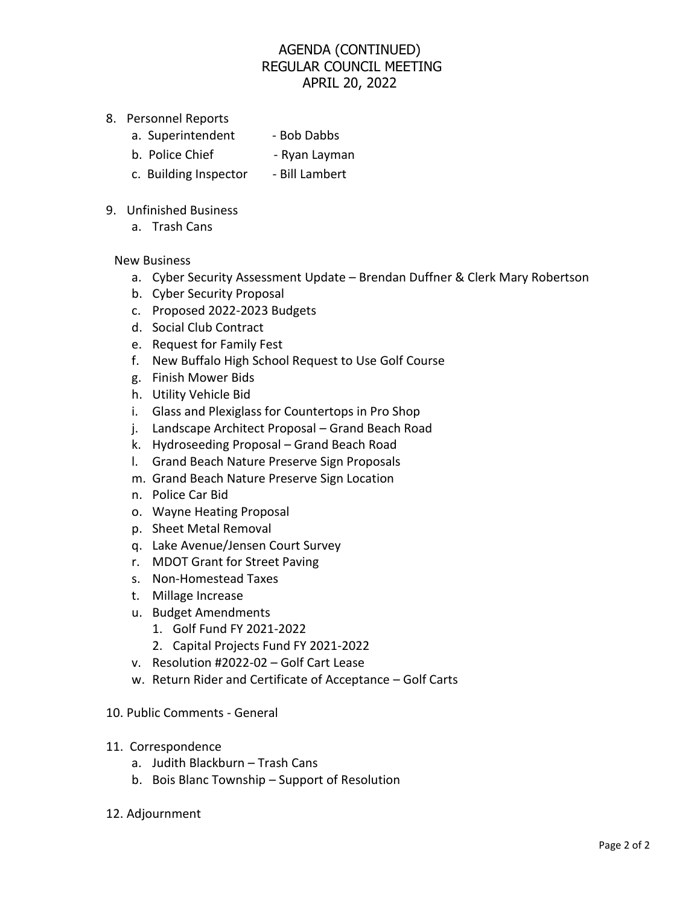# AGENDA (CONTINUED)
## REGULAR COUNCIL MEETING
## APRIL 20, 2022

8. Personnel Reports
   a. Superintendent - Bob Dabbs
   b. Police Chief - Ryan Layman
   c. Building Inspector - Bill Lambert

9. Unfinished Business
   a. Trash Cans

   New Business
   a. Cyber Security Assessment Update – Brendan Duffner & Clerk Mary Robertson
   b. Cyber Security Proposal
   c. Proposed 2022-2023 Budgets
   d. Social Club Contract
   e. Request for Family Fest
   f. New Buffalo High School Request to Use Golf Course
   g. Finish Mower Bids
   h. Utility Vehicle Bid
   i. Glass and Plexiglass for Countertops in Pro Shop
   j. Landscape Architect Proposal – Grand Beach Road
   k. Hydroseeding Proposal – Grand Beach Road
   l. Grand Beach Nature Preserve Sign Proposals
   m. Grand Beach Nature Preserve Sign Location
   n. Police Car Bid
   o. Wayne Heating Proposal
   p. Sheet Metal Removal
   q. Lake Avenue/Jensen Court Survey
   r. MDOT Grant for Street Paving
   s. Non-Homestead Taxes
   t. Millage Increase
   u. Budget Amendments
      1. Golf Fund FY 2021-2022
      2. Capital Projects Fund FY 2021-2022
   v. Resolution #2022-02 – Golf Cart Lease
   w. Return Rider and Certificate of Acceptance – Golf Carts

10. Public Comments - General

11. Correspondence
    a. Judith Blackburn – Trash Cans
    b. Bois Blanc Township – Support of Resolution

12. Adjournment